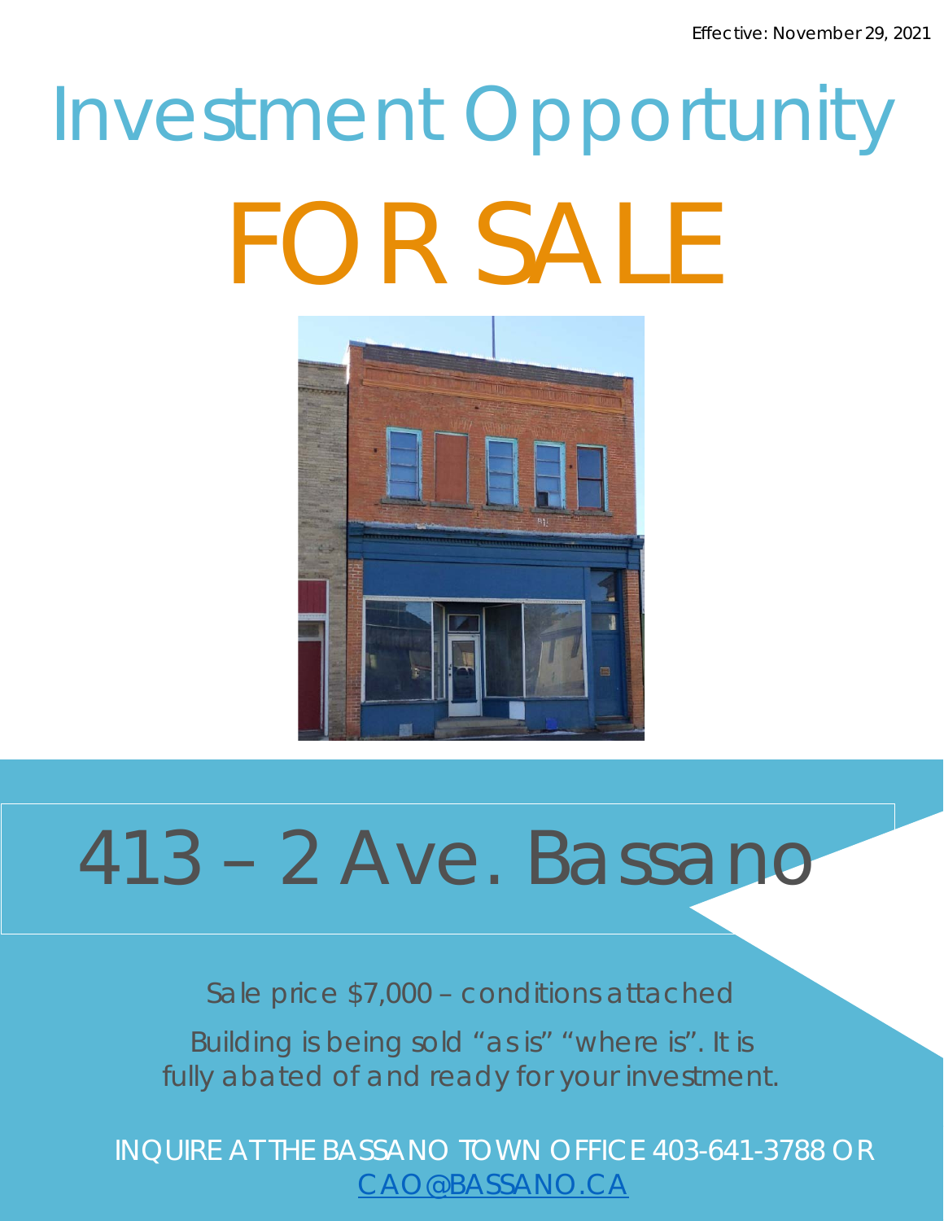Effective: November 29, 2021

# Investment Opportunity

# FOR SALE

## 413 – 2 Ave. Bassano

Sale price $7,000 – conditions attached

Building is being sold "as is" "where is". It is fully abated of and ready for your investment.

INQUIRE AT THE BASSANO TOWN OFFICE 403-641-3788 OR CAO@BASSANO.CA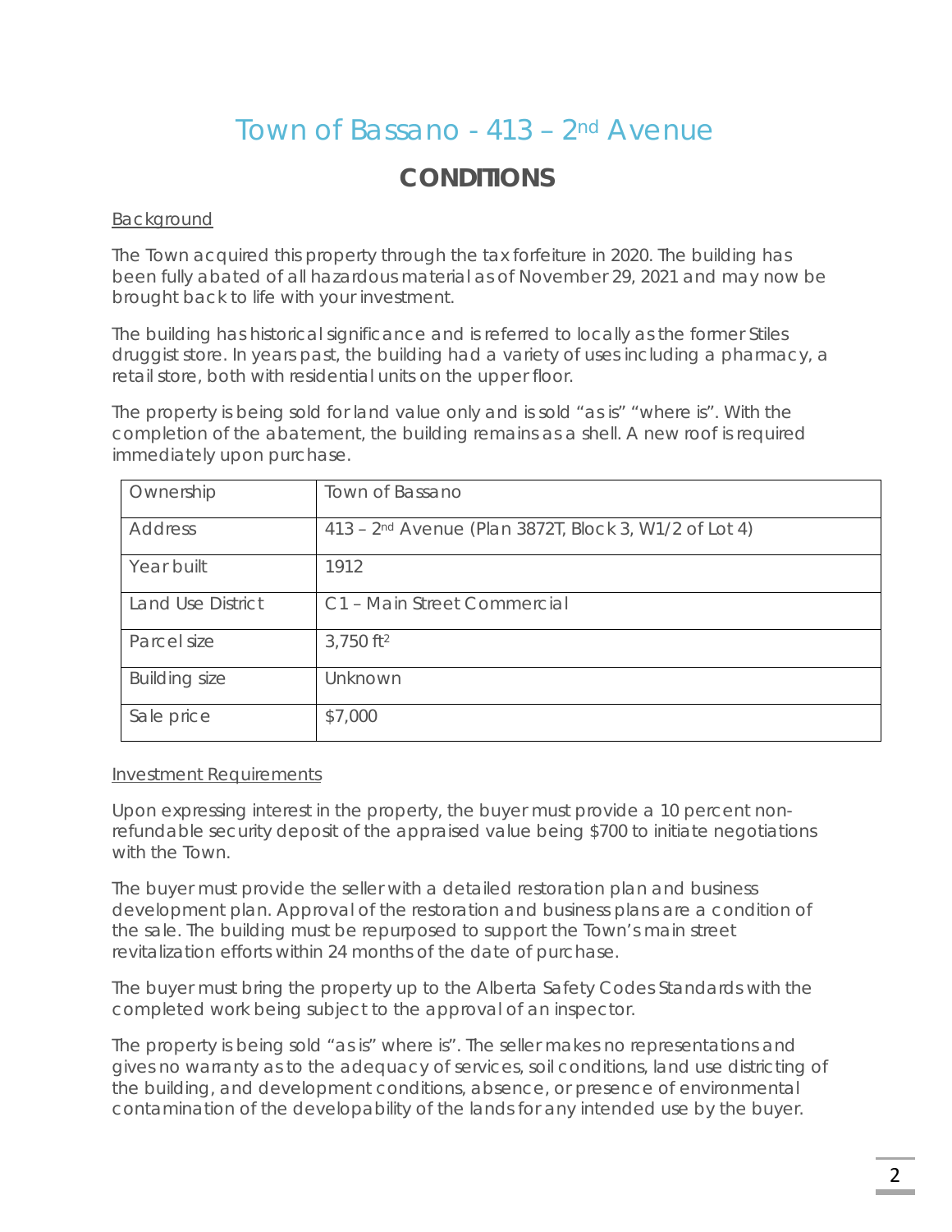# Town of Bassano - 413 – 2nd Avenue

## CONDITIONS

Background

The Town acquired this property through the tax forfeiture in 2020. The building has been fully abated of all hazardous material as of November 29, 2021 and may now be brought back to life with your investment.

The building has historical significance and is referred to locally as the former Stiles druggist store. In years past, the building had a variety of uses including a pharmacy, a retail store, both with residential units on the upper floor.

The property is being sold for land value only and is sold "as is" "where is". With the completion of the abatement, the building remains as a shell. A new roof is required immediately upon purchase.

| Ownership | Town of Bassano |
|---|---|
| Address | 413 – 2nd Avenue (Plan 3872T, Block 3, W1/2 of Lot 4) |
| Year built | 1912 |
| Land Use District | C1 – Main Street Commercial |
| Parcel size | 3,750 ft$^2$ |
| Building size | Unknown |
| Sale price | $7,000 |

Investment Requirements

Upon expressing interest in the property, the buyer must provide a 10 percent non-refundable security deposit of the appraised value being $700 to initiate negotiations with the Town.

The buyer must provide the seller with a detailed restoration plan and business development plan. Approval of the restoration and business plans are a condition of the sale. The building must be repurposed to support the Town's main street revitalization efforts within 24 months of the date of purchase.

The buyer must bring the property up to the Alberta Safety Codes Standards with the completed work being subject to the approval of an inspector.

The property is being sold "as is" where is". The seller makes no representations and gives no warranty as to the adequacy of services, soil conditions, land use districting of the building, and development conditions, absence, or presence of environmental contamination of the developability of the lands for any intended use by the buyer.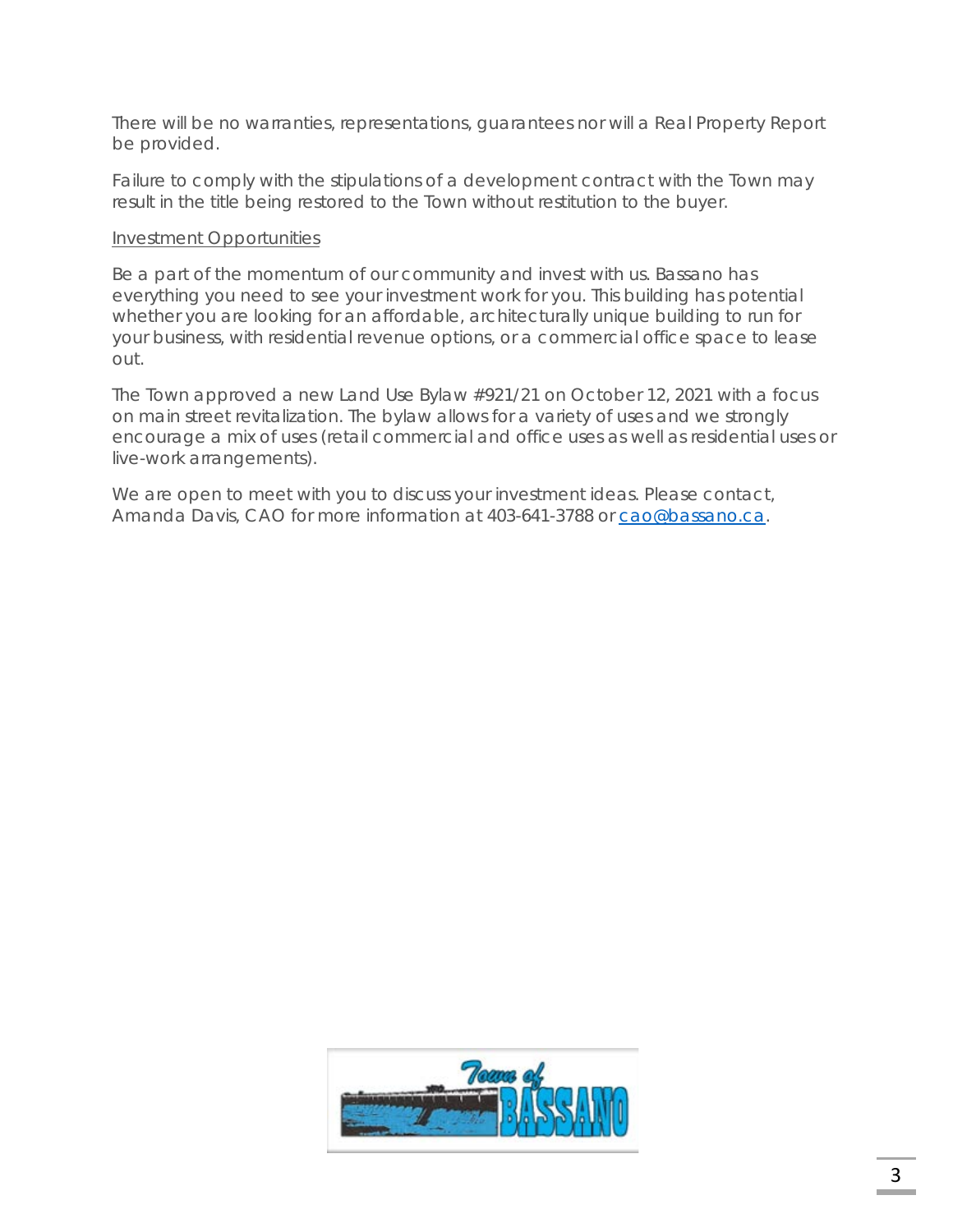There will be no warranties, representations, guarantees nor will a Real Property Report be provided.

Failure to comply with the stipulations of a development contract with the Town may result in the title being restored to the Town without restitution to the buyer.

Investment Opportunities

Be a part of the momentum of our community and invest with us. Bassano has everything you need to see your investment work for you. This building has potential whether you are looking for an affordable, architecturally unique building to run for your business, with residential revenue options, or a commercial office space to lease out.

The Town approved a new Land Use Bylaw #921/21 on October 12, 2021 with a focus on main street revitalization. The bylaw allows for a variety of uses and we strongly encourage a mix of uses (retail commercial and office uses as well as residential uses or live-work arrangements).

We are open to meet with you to discuss your investment ideas. Please contact, Amanda Davis, CAO for more information at 403-641-3788 or cao@bassano.ca.